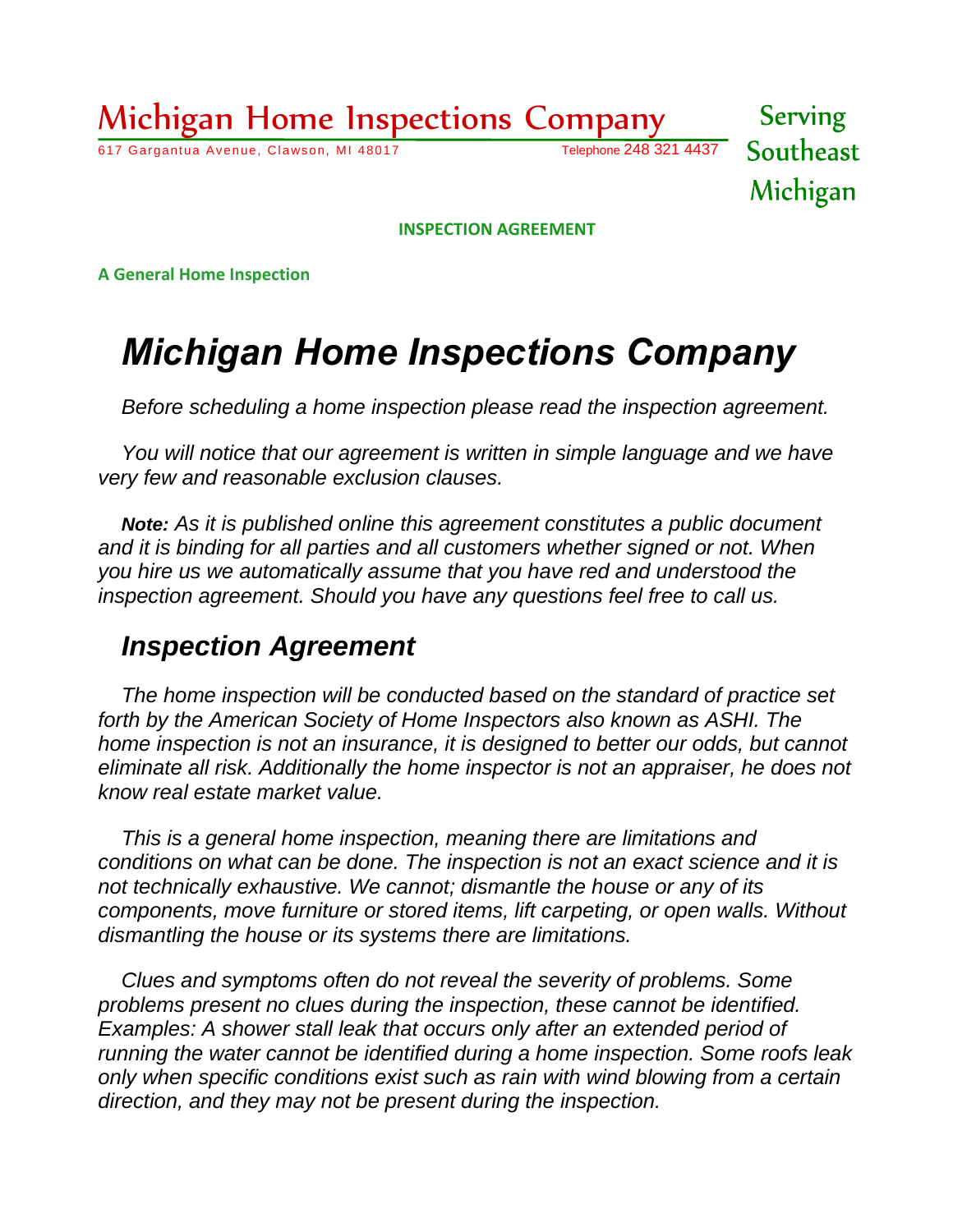# Michigan Home Inspections Company

617 Gargantua Avenue, Clawson, MI 48017 Telephone 248 321 4437

Serving Southeast Michigan

**INSPECTION AGREEMENT**

**A General Home Inspection**

# *Michigan Home Inspections Company*

*Before scheduling a home inspection please read the inspection agreement.*

*You will notice that our agreement is written in simple language and we have very few and reasonable exclusion clauses.*

***Note:*** *As it is published online this agreement constitutes a public document and it is binding for all parties and all customers whether signed or not. When you hire us we automatically assume that you have red and understood the inspection agreement. Should you have any questions feel free to call us.*

## *Inspection Agreement*

*The home inspection will be conducted based on the standard of practice set forth by the American Society of Home Inspectors also known as ASHI. The home inspection is not an insurance, it is designed to better our odds, but cannot eliminate all risk. Additionally the home inspector is not an appraiser, he does not know real estate market value.*

*This is a general home inspection, meaning there are limitations and conditions on what can be done. The inspection is not an exact science and it is not technically exhaustive. We cannot; dismantle the house or any of its components, move furniture or stored items, lift carpeting, or open walls. Without dismantling the house or its systems there are limitations.*

*Clues and symptoms often do not reveal the severity of problems. Some problems present no clues during the inspection, these cannot be identified. Examples: A shower stall leak that occurs only after an extended period of running the water cannot be identified during a home inspection. Some roofs leak only when specific conditions exist such as rain with wind blowing from a certain direction, and they may not be present during the inspection.*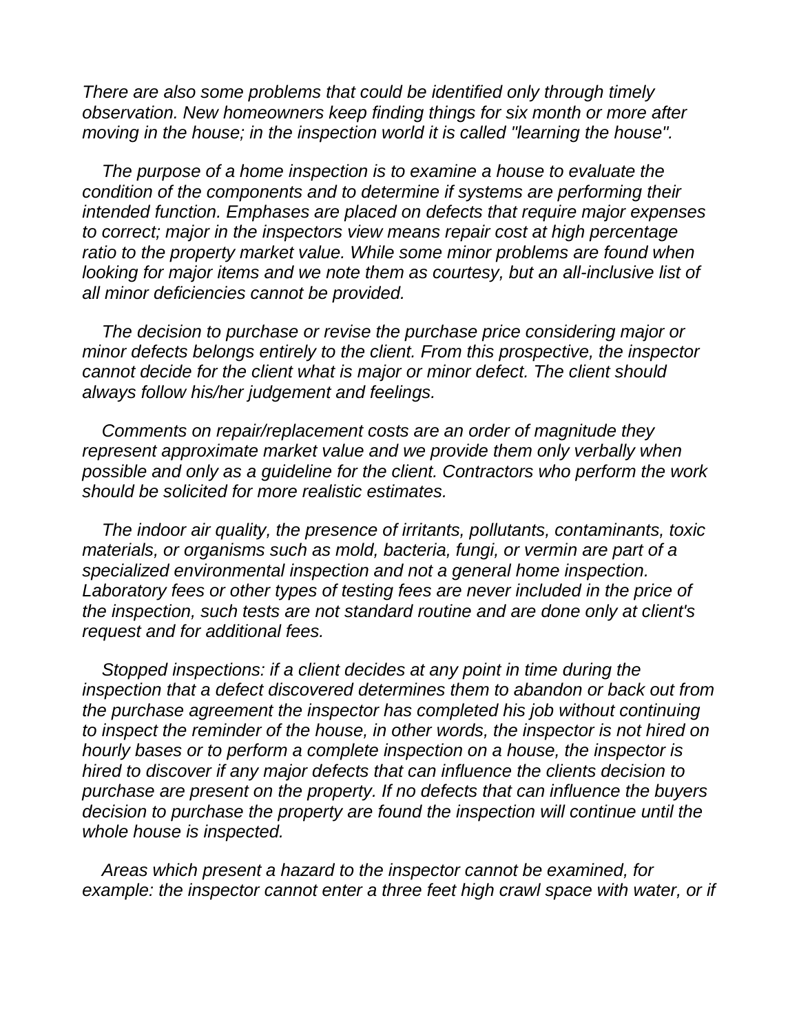*There are also some problems that could be identified only through timely observation. New homeowners keep finding things for six month or more after moving in the house; in the inspection world it is called "learning the house".*

*The purpose of a home inspection is to examine a house to evaluate the condition of the components and to determine if systems are performing their intended function. Emphases are placed on defects that require major expenses to correct; major in the inspectors view means repair cost at high percentage ratio to the property market value. While some minor problems are found when looking for major items and we note them as courtesy, but an all-inclusive list of all minor deficiencies cannot be provided.*

*The decision to purchase or revise the purchase price considering major or minor defects belongs entirely to the client. From this prospective, the inspector cannot decide for the client what is major or minor defect. The client should always follow his/her judgement and feelings.*

*Comments on repair/replacement costs are an order of magnitude they represent approximate market value and we provide them only verbally when possible and only as a guideline for the client. Contractors who perform the work should be solicited for more realistic estimates.*

*The indoor air quality, the presence of irritants, pollutants, contaminants, toxic materials, or organisms such as mold, bacteria, fungi, or vermin are part of a specialized environmental inspection and not a general home inspection. Laboratory fees or other types of testing fees are never included in the price of the inspection, such tests are not standard routine and are done only at client's request and for additional fees.*

*Stopped inspections: if a client decides at any point in time during the inspection that a defect discovered determines them to abandon or back out from the purchase agreement the inspector has completed his job without continuing to inspect the reminder of the house, in other words, the inspector is not hired on hourly bases or to perform a complete inspection on a house, the inspector is hired to discover if any major defects that can influence the clients decision to purchase are present on the property. If no defects that can influence the buyers decision to purchase the property are found the inspection will continue until the whole house is inspected.*

*Areas which present a hazard to the inspector cannot be examined, for example: the inspector cannot enter a three feet high crawl space with water, or if*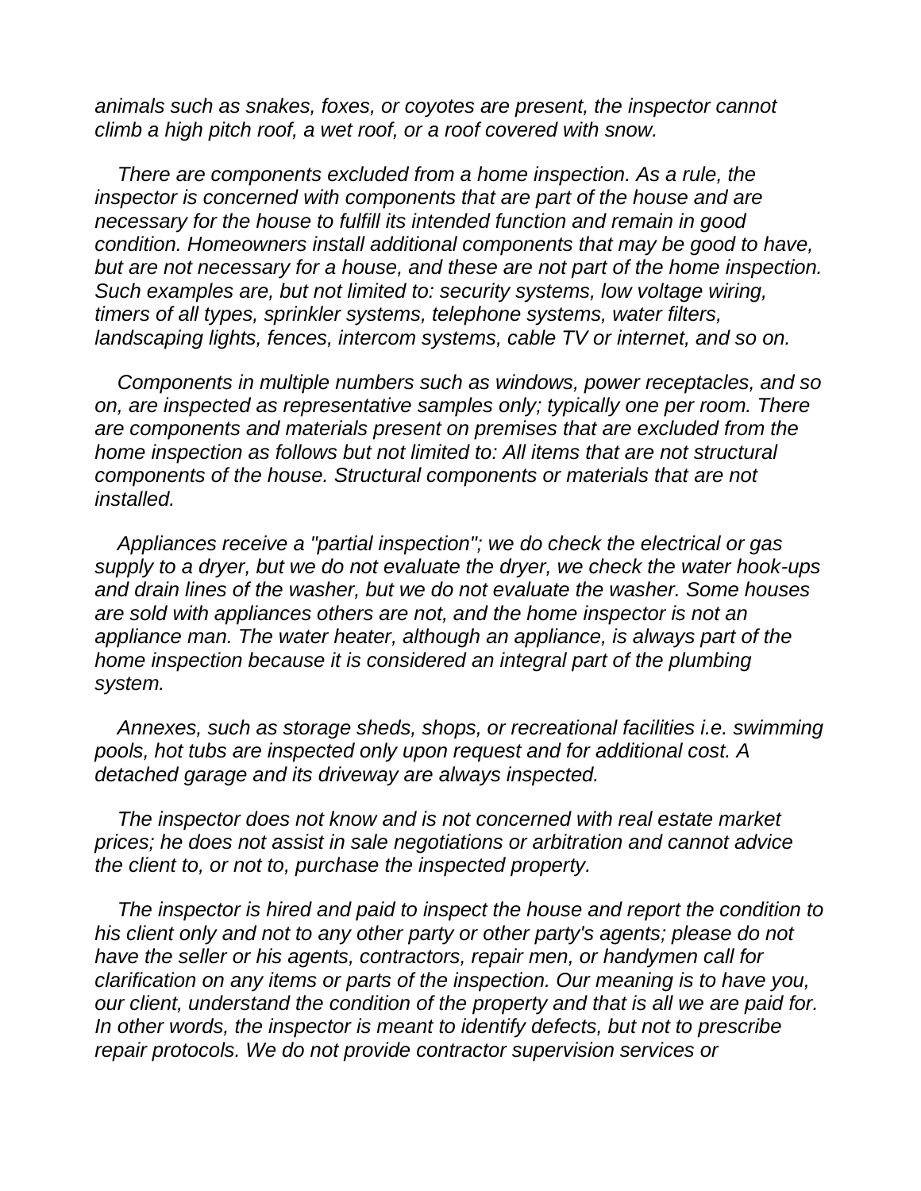*animals such as snakes, foxes, or coyotes are present, the inspector cannot climb a high pitch roof, a wet roof, or a roof covered with snow.*

*There are components excluded from a home inspection. As a rule, the inspector is concerned with components that are part of the house and are necessary for the house to fulfill its intended function and remain in good condition. Homeowners install additional components that may be good to have, but are not necessary for a house, and these are not part of the home inspection. Such examples are, but not limited to: security systems, low voltage wiring, timers of all types, sprinkler systems, telephone systems, water filters, landscaping lights, fences, intercom systems, cable TV or internet, and so on.*

*Components in multiple numbers such as windows, power receptacles, and so on, are inspected as representative samples only; typically one per room. There are components and materials present on premises that are excluded from the home inspection as follows but not limited to: All items that are not structural components of the house. Structural components or materials that are not installed.*

*Appliances receive a "partial inspection"; we do check the electrical or gas supply to a dryer, but we do not evaluate the dryer, we check the water hook-ups and drain lines of the washer, but we do not evaluate the washer. Some houses are sold with appliances others are not, and the home inspector is not an appliance man. The water heater, although an appliance, is always part of the home inspection because it is considered an integral part of the plumbing system.*

*Annexes, such as storage sheds, shops, or recreational facilities i.e. swimming pools, hot tubs are inspected only upon request and for additional cost. A detached garage and its driveway are always inspected.*

*The inspector does not know and is not concerned with real estate market prices; he does not assist in sale negotiations or arbitration and cannot advice the client to, or not to, purchase the inspected property.*

*The inspector is hired and paid to inspect the house and report the condition to his client only and not to any other party or other party's agents; please do not have the seller or his agents, contractors, repair men, or handymen call for clarification on any items or parts of the inspection. Our meaning is to have you, our client, understand the condition of the property and that is all we are paid for. In other words, the inspector is meant to identify defects, but not to prescribe repair protocols. We do not provide contractor supervision services or*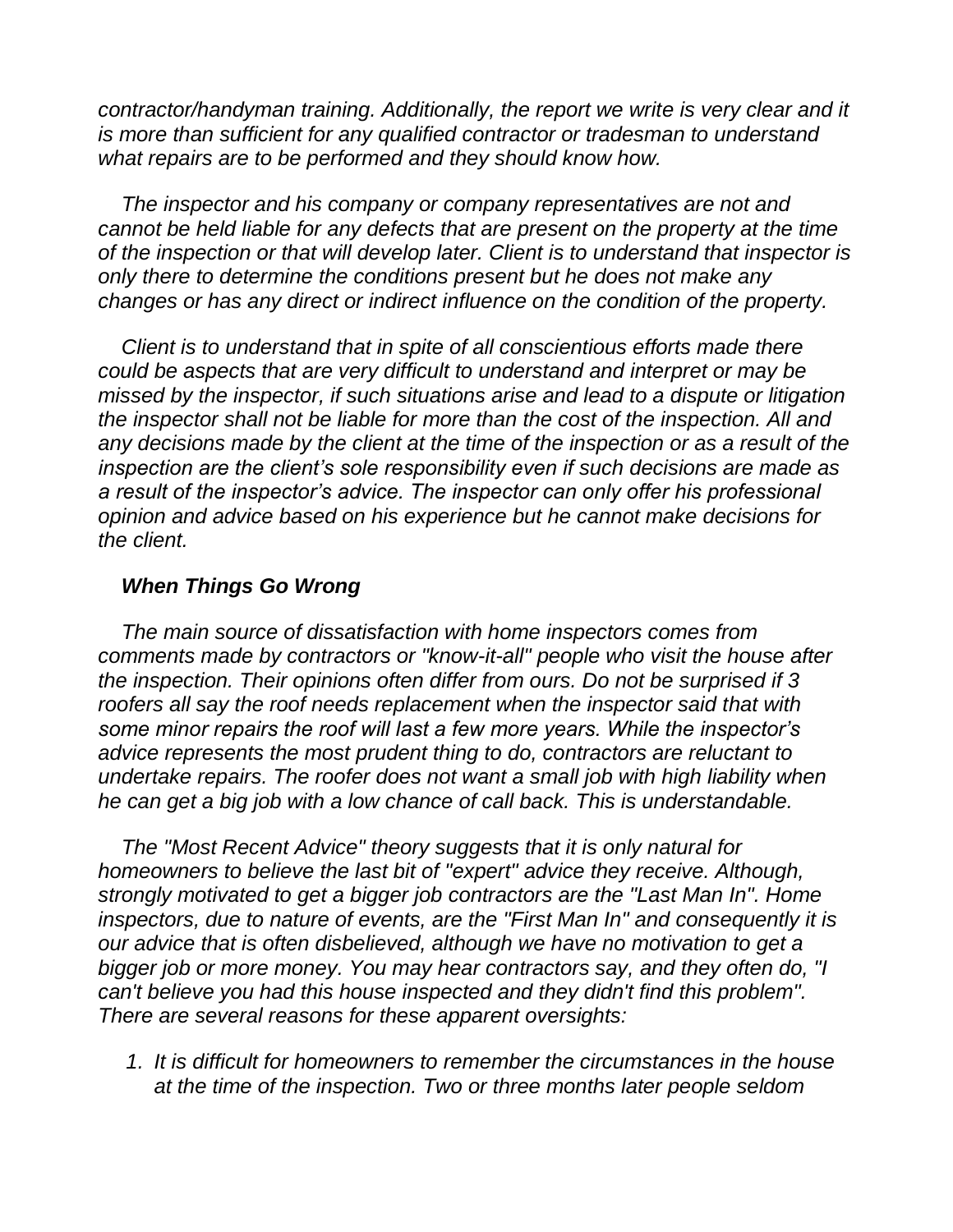*contractor/handyman training. Additionally, the report we write is very clear and it is more than sufficient for any qualified contractor or tradesman to understand what repairs are to be performed and they should know how.*

*The inspector and his company or company representatives are not and cannot be held liable for any defects that are present on the property at the time of the inspection or that will develop later. Client is to understand that inspector is only there to determine the conditions present but he does not make any changes or has any direct or indirect influence on the condition of the property.*

*Client is to understand that in spite of all conscientious efforts made there could be aspects that are very difficult to understand and interpret or may be missed by the inspector, if such situations arise and lead to a dispute or litigation the inspector shall not be liable for more than the cost of the inspection. All and any decisions made by the client at the time of the inspection or as a result of the inspection are the client's sole responsibility even if such decisions are made as a result of the inspector's advice. The inspector can only offer his professional opinion and advice based on his experience but he cannot make decisions for the client.*

### ***When Things Go Wrong***

*The main source of dissatisfaction with home inspectors comes from comments made by contractors or "know-it-all" people who visit the house after the inspection. Their opinions often differ from ours. Do not be surprised if 3 roofers all say the roof needs replacement when the inspector said that with some minor repairs the roof will last a few more years. While the inspector's advice represents the most prudent thing to do, contractors are reluctant to undertake repairs. The roofer does not want a small job with high liability when he can get a big job with a low chance of call back. This is understandable.*

*The "Most Recent Advice" theory suggests that it is only natural for homeowners to believe the last bit of "expert" advice they receive. Although, strongly motivated to get a bigger job contractors are the "Last Man In". Home inspectors, due to nature of events, are the "First Man In" and consequently it is our advice that is often disbelieved, although we have no motivation to get a bigger job or more money. You may hear contractors say, and they often do, "I can't believe you had this house inspected and they didn't find this problem". There are several reasons for these apparent oversights:*

1. *It is difficult for homeowners to remember the circumstances in the house at the time of the inspection. Two or three months later people seldom*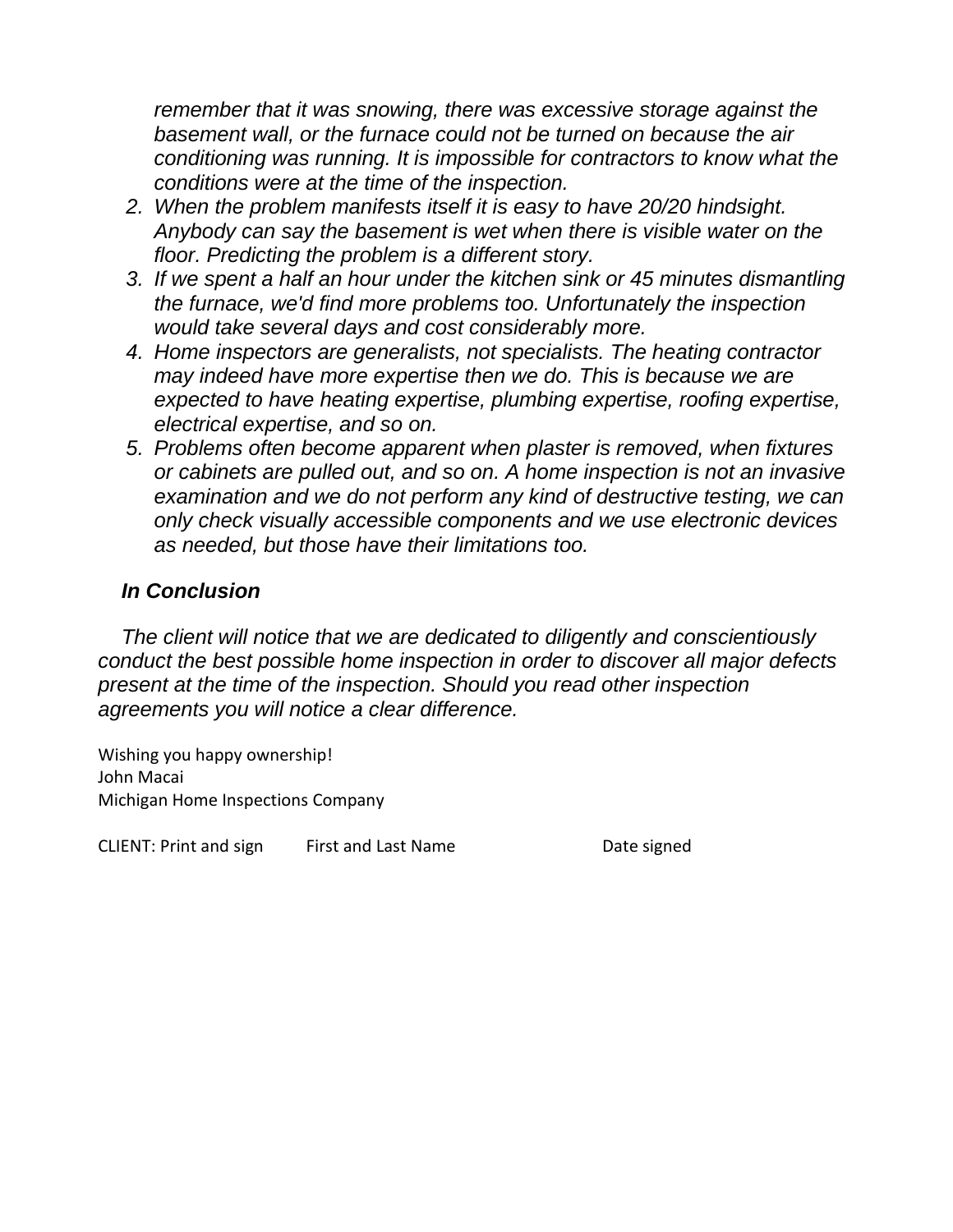*remember that it was snowing, there was excessive storage against the basement wall, or the furnace could not be turned on because the air conditioning was running. It is impossible for contractors to know what the conditions were at the time of the inspection.*

2. *When the problem manifests itself it is easy to have 20/20 hindsight. Anybody can say the basement is wet when there is visible water on the floor. Predicting the problem is a different story.*
3. *If we spent a half an hour under the kitchen sink or 45 minutes dismantling the furnace, we'd find more problems too. Unfortunately the inspection would take several days and cost considerably more.*
4. *Home inspectors are generalists, not specialists. The heating contractor may indeed have more expertise then we do. This is because we are expected to have heating expertise, plumbing expertise, roofing expertise, electrical expertise, and so on.*
5. *Problems often become apparent when plaster is removed, when fixtures or cabinets are pulled out, and so on. A home inspection is not an invasive examination and we do not perform any kind of destructive testing, we can only check visually accessible components and we use electronic devices as needed, but those have their limitations too.*

### *In Conclusion*

*The client will notice that we are dedicated to diligently and conscientiously conduct the best possible home inspection in order to discover all major defects present at the time of the inspection. Should you read other inspection agreements you will notice a clear difference.*

Wishing you happy ownership!
John Macai
Michigan Home Inspections Company

CLIENT: Print and sign First and Last Name Date signed